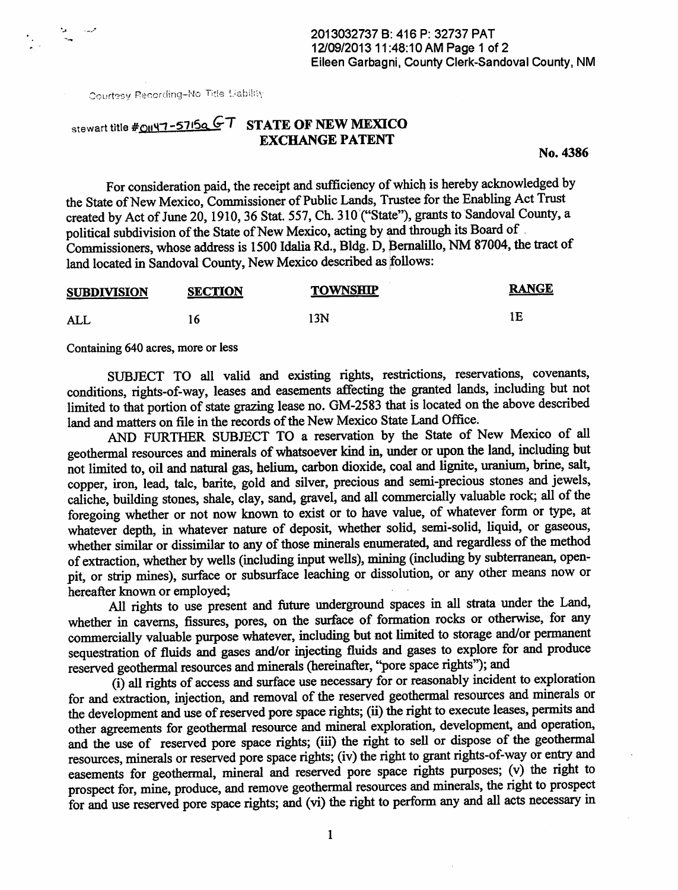2013032737 B: 416 P: 32737 PAT
12/09/2013 11:48:10 AM Page 1 of 2
Eileen Garbagni, County Clerk-Sandoval County, NM

Courtesy Recording-No Title Liability

stewart title #01147-57159 GT

# STATE OF NEW MEXICO EXCHANGE PATENT

**No. 4386**

For consideration paid, the receipt and sufficiency of which is hereby acknowledged by the State of New Mexico, Commissioner of Public Lands, Trustee for the Enabling Act Trust created by Act of June 20, 1910, 36 Stat. 557, Ch. 310 ("State"), grants to Sandoval County, a political subdivision of the State of New Mexico, acting by and through its Board of Commissioners, whose address is 1500 Idalia Rd., Bldg. D, Bernalillo, NM 87004, the tract of land located in Sandoval County, New Mexico described as follows:

| SUBDIVISION | SECTION | TOWNSHIP | RANGE |
|---|---|---|---|
| ALL | 16 | 13N | 1E |

Containing 640 acres, more or less

SUBJECT TO all valid and existing rights, restrictions, reservations, covenants, conditions, rights-of-way, leases and easements affecting the granted lands, including but not limited to that portion of state grazing lease no. GM-2583 that is located on the above described land and matters on file in the records of the New Mexico State Land Office.

AND FURTHER SUBJECT TO a reservation by the State of New Mexico of all geothermal resources and minerals of whatsoever kind in, under or upon the land, including but not limited to, oil and natural gas, helium, carbon dioxide, coal and lignite, uranium, brine, salt, copper, iron, lead, talc, barite, gold and silver, precious and semi-precious stones and jewels, caliche, building stones, shale, clay, sand, gravel, and all commercially valuable rock; all of the foregoing whether or not now known to exist or to have value, of whatever form or type, at whatever depth, in whatever nature of deposit, whether solid, semi-solid, liquid, or gaseous, whether similar or dissimilar to any of those minerals enumerated, and regardless of the method of extraction, whether by wells (including input wells), mining (including by subterranean, open-pit, or strip mines), surface or subsurface leaching or dissolution, or any other means now or hereafter known or employed;

All rights to use present and future underground spaces in all strata under the Land, whether in caverns, fissures, pores, on the surface of formation rocks or otherwise, for any commercially valuable purpose whatever, including but not limited to storage and/or permanent sequestration of fluids and gases and/or injecting fluids and gases to explore for and produce reserved geothermal resources and minerals (hereinafter, "pore space rights"); and

(i) all rights of access and surface use necessary for or reasonably incident to exploration for and extraction, injection, and removal of the reserved geothermal resources and minerals or the development and use of reserved pore space rights; (ii) the right to execute leases, permits and other agreements for geothermal resource and mineral exploration, development, and operation, and the use of reserved pore space rights; (iii) the right to sell or dispose of the geothermal resources, minerals or reserved pore space rights; (iv) the right to grant rights-of-way or entry and easements for geothermal, mineral and reserved pore space rights purposes; (v) the right to prospect for, mine, produce, and remove geothermal resources and minerals, the right to prospect for and use reserved pore space rights; and (vi) the right to perform any and all acts necessary in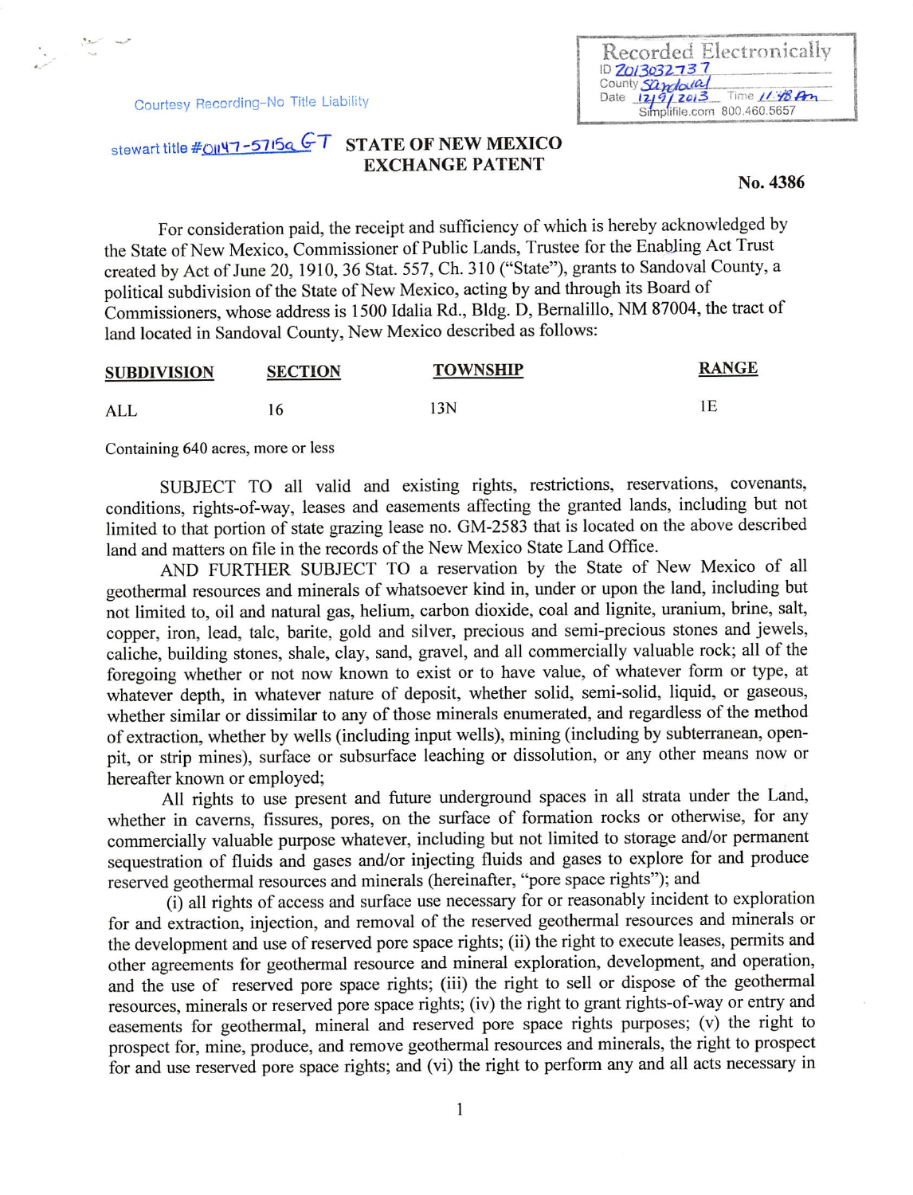Courtesy Recording-No Title Liability

Recorded Electronically
ID 2013032737
County Sandoval
Date 12/9/2013 Time 11:48 Am
Simplifile.com 800.460.5657

stewart title #01147-5715a GT

# STATE OF NEW MEXICO
# EXCHANGE PATENT

**No. 4386**

For consideration paid, the receipt and sufficiency of which is hereby acknowledged by the State of New Mexico, Commissioner of Public Lands, Trustee for the Enabling Act Trust created by Act of June 20, 1910, 36 Stat. 557, Ch. 310 ("State"), grants to Sandoval County, a political subdivision of the State of New Mexico, acting by and through its Board of Commissioners, whose address is 1500 Idalia Rd., Bldg. D, Bernalillo, NM 87004, the tract of land located in Sandoval County, New Mexico described as follows:

| SUBDIVISION | SECTION | TOWNSHIP | RANGE |
|---|---|---|---|
| ALL | 16 | 13N | 1E |

Containing 640 acres, more or less

SUBJECT TO all valid and existing rights, restrictions, reservations, covenants, conditions, rights-of-way, leases and easements affecting the granted lands, including but not limited to that portion of state grazing lease no. GM-2583 that is located on the above described land and matters on file in the records of the New Mexico State Land Office.

AND FURTHER SUBJECT TO a reservation by the State of New Mexico of all geothermal resources and minerals of whatsoever kind in, under or upon the land, including but not limited to, oil and natural gas, helium, carbon dioxide, coal and lignite, uranium, brine, salt, copper, iron, lead, talc, barite, gold and silver, precious and semi-precious stones and jewels, caliche, building stones, shale, clay, sand, gravel, and all commercially valuable rock; all of the foregoing whether or not now known to exist or to have value, of whatever form or type, at whatever depth, in whatever nature of deposit, whether solid, semi-solid, liquid, or gaseous, whether similar or dissimilar to any of those minerals enumerated, and regardless of the method of extraction, whether by wells (including input wells), mining (including by subterranean, open-pit, or strip mines), surface or subsurface leaching or dissolution, or any other means now or hereafter known or employed;

All rights to use present and future underground spaces in all strata under the Land, whether in caverns, fissures, pores, on the surface of formation rocks or otherwise, for any commercially valuable purpose whatever, including but not limited to storage and/or permanent sequestration of fluids and gases and/or injecting fluids and gases to explore for and produce reserved geothermal resources and minerals (hereinafter, "pore space rights"); and

(i) all rights of access and surface use necessary for or reasonably incident to exploration for and extraction, injection, and removal of the reserved geothermal resources and minerals or the development and use of reserved pore space rights; (ii) the right to execute leases, permits and other agreements for geothermal resource and mineral exploration, development, and operation, and the use of reserved pore space rights; (iii) the right to sell or dispose of the geothermal resources, minerals or reserved pore space rights; (iv) the right to grant rights-of-way or entry and easements for geothermal, mineral and reserved pore space rights purposes; (v) the right to prospect for, mine, produce, and remove geothermal resources and minerals, the right to prospect for and use reserved pore space rights; and (vi) the right to perform any and all acts necessary in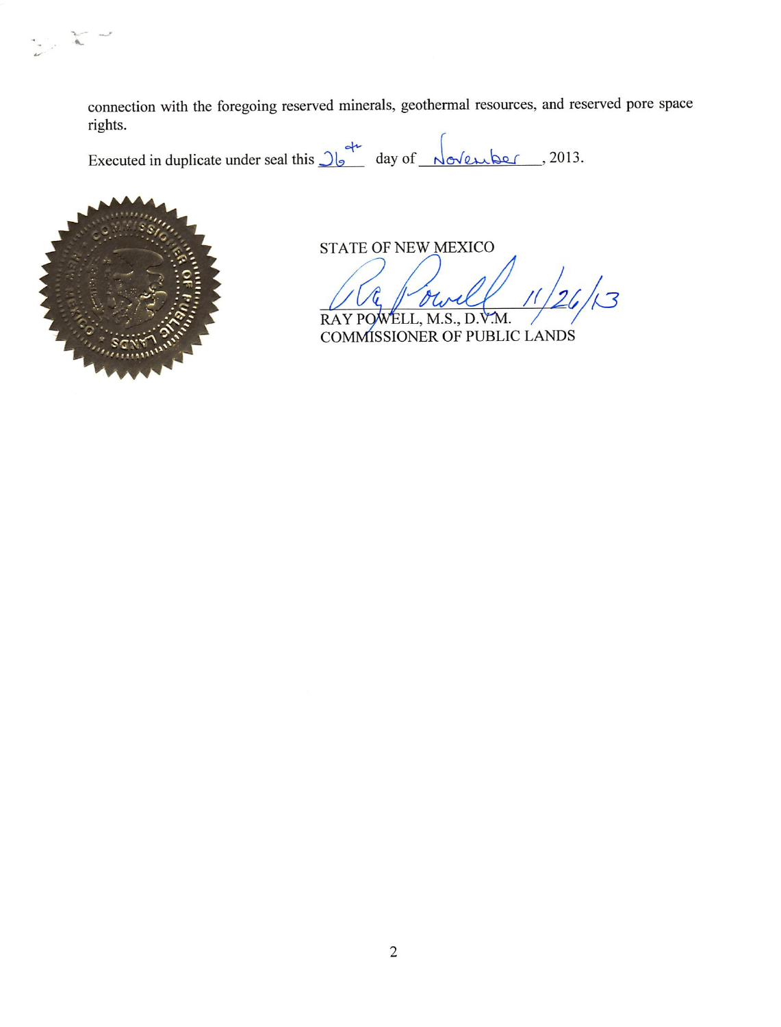connection with the foregoing reserved minerals, geothermal resources, and reserved pore space rights.

Executed in duplicate under seal this 26th day of November, 2013.

STATE OF NEW MEXICO

Ray Powell 11/26/13

RAY POWELL, M.S., D.V.M.
COMMISSIONER OF PUBLIC LANDS